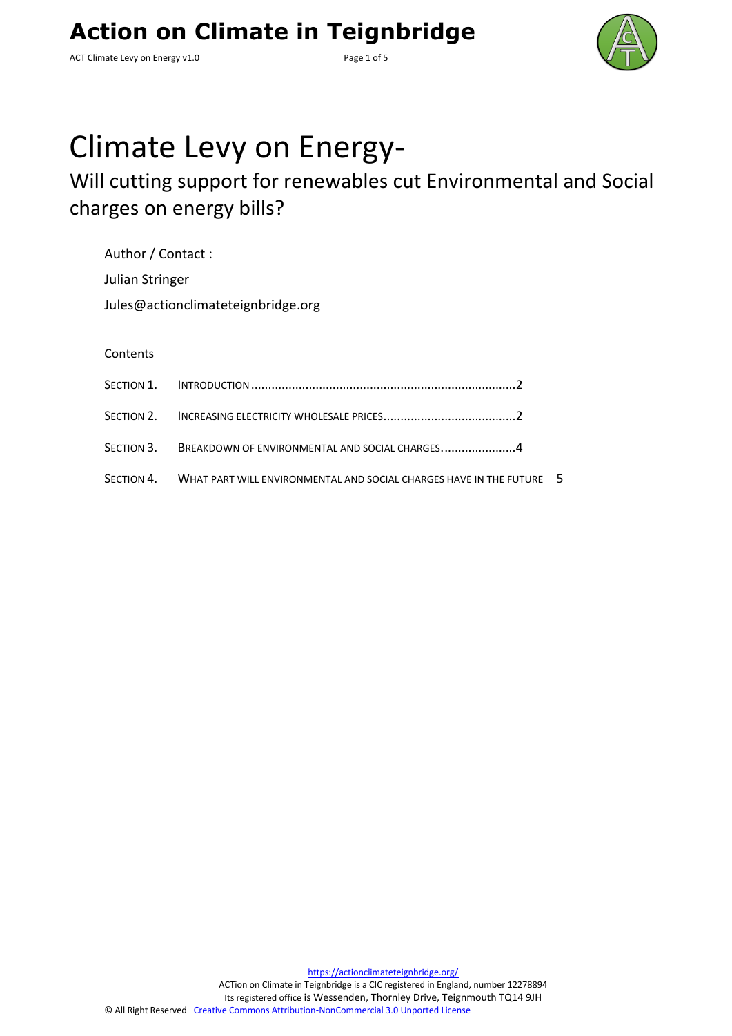# Climate Levy on Energy-

## Will cutting support for renewables cut Environmental and Social charges on energy bills?

Author / Contact :

Julian Stringer

Jules@actionclimateteignbridge.org

Contents

SECTION 1. INTRODUCTION ........................................................................2

SECTION 2. INCREASING ELECTRICITY WHOLESALE PRICES.......................................2

SECTION 3. BREAKDOWN OF ENVIRONMENTAL AND SOCIAL CHARGES......................4

SECTION 4. WHAT PART WILL ENVIRONMENTAL AND SOCIAL CHARGES HAVE IN THE FUTURE 5

https://actionclimateteignbridge.org/

ACTion on Climate in Teignbridge is a CIC registered in England, number 12278894

Its registered office is Wessenden, Thornley Drive, Teignmouth TQ14 9JH

© All Right Reserved Creative Commons Attribution-NonCommercial 3.0 Unported License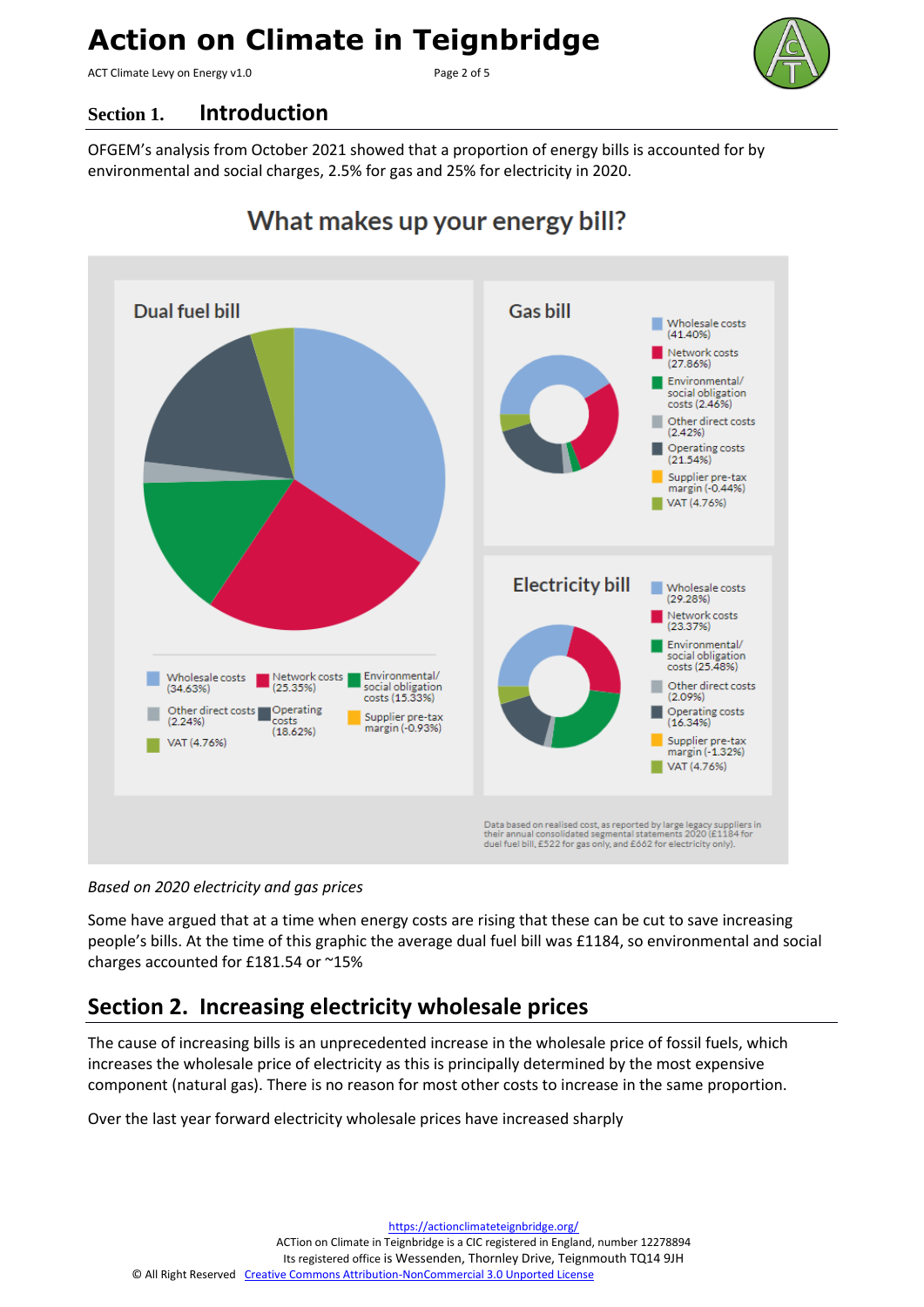## Section 1. Introduction

OFGEM's analysis from October 2021 showed that a proportion of energy bills is accounted for by environmental and social charges, 2.5% for gas and 25% for electricity in 2020.

# What makes up your energy bill?

**Dual fuel bill**

- Wholesale costs (34.63%)
- Network costs (25.35%)
- Environmental/ social obligation costs (15.33%)
- Other direct costs (2.24%)
- Operating costs (18.62%)
- Supplier pre-tax margin (-0.93%)
- VAT (4.76%)

**Gas bill**

- Wholesale costs (41.40%)
- Network costs (27.86%)
- Environmental/ social obligation costs (2.46%)
- Other direct costs (2.42%)
- Operating costs (21.54%)
- Supplier pre-tax margin (-0.44%)
- VAT (4.76%)

**Electricity bill**

- Wholesale costs (29.28%)
- Network costs (23.37%)
- Environmental/ social obligation costs (25.48%)
- Other direct costs (2.09%)
- Operating costs (16.34%)
- Supplier pre-tax margin (-1.32%)
- VAT (4.76%)

Data based on realised cost, as reported by large legacy suppliers in their annual consolidated segmental statements 2020 (£1184 for dual fuel bill, £522 for gas only, and £662 for electricity only).

*Based on 2020 electricity and gas prices*

Some have argued that at a time when energy costs are rising that these can be cut to save increasing people's bills. At the time of this graphic the average dual fuel bill was £1184, so environmental and social charges accounted for £181.54 or ~15%

## Section 2. Increasing electricity wholesale prices

The cause of increasing bills is an unprecedented increase in the wholesale price of fossil fuels, which increases the wholesale price of electricity as this is principally determined by the most expensive component (natural gas). There is no reason for most other costs to increase in the same proportion.

Over the last year forward electricity wholesale prices have increased sharply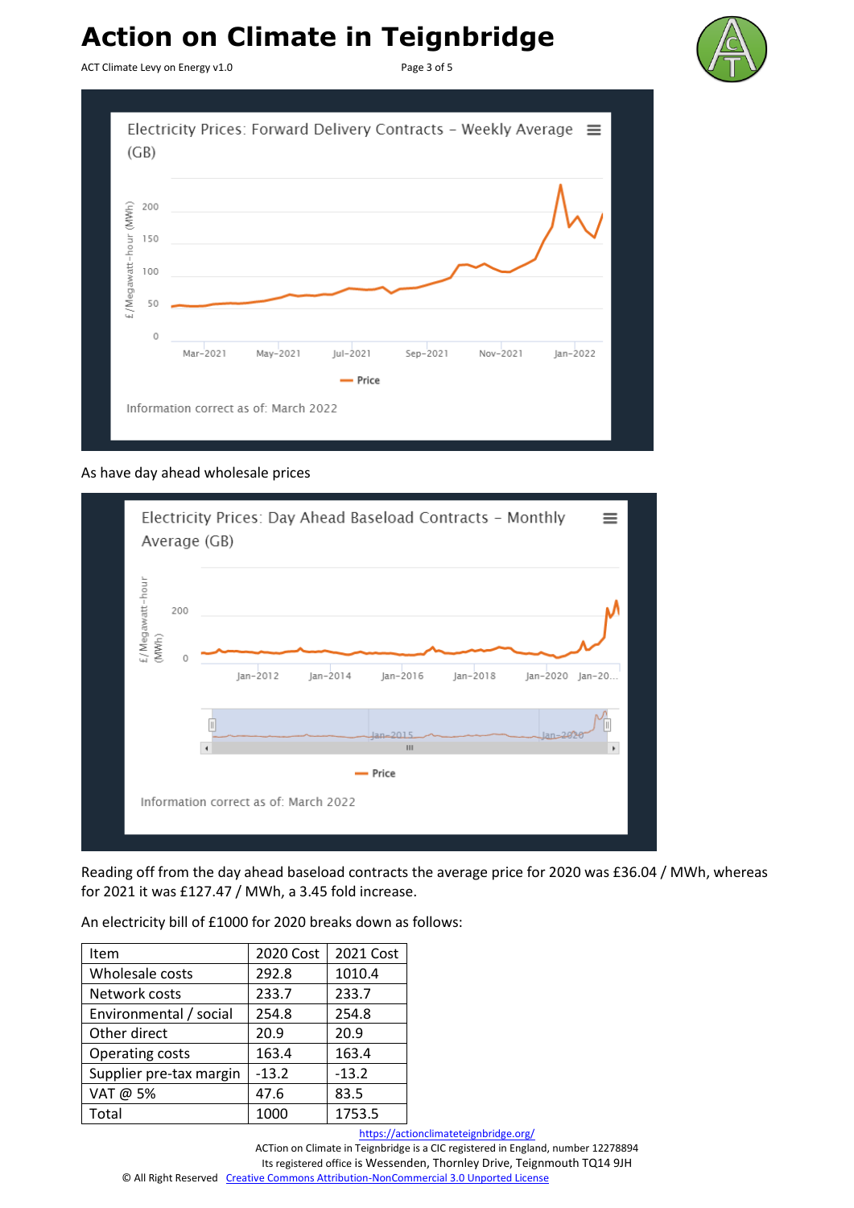As have day ahead wholesale prices

Reading off from the day ahead baseload contracts the average price for 2020 was £36.04 / MWh, whereas for 2021 it was £127.47 / MWh, a 3.45 fold increase.

An electricity bill of £1000 for 2020 breaks down as follows:

| Item | 2020 Cost | 2021 Cost |
| --- | --- | --- |
| Wholesale costs | 292.8 | 1010.4 |
| Network costs | 233.7 | 233.7 |
| Environmental / social | 254.8 | 254.8 |
| Other direct | 20.9 | 20.9 |
| Operating costs | 163.4 | 163.4 |
| Supplier pre-tax margin | -13.2 | -13.2 |
| VAT @ 5% | 47.6 | 83.5 |
| Total | 1000 | 1753.5 |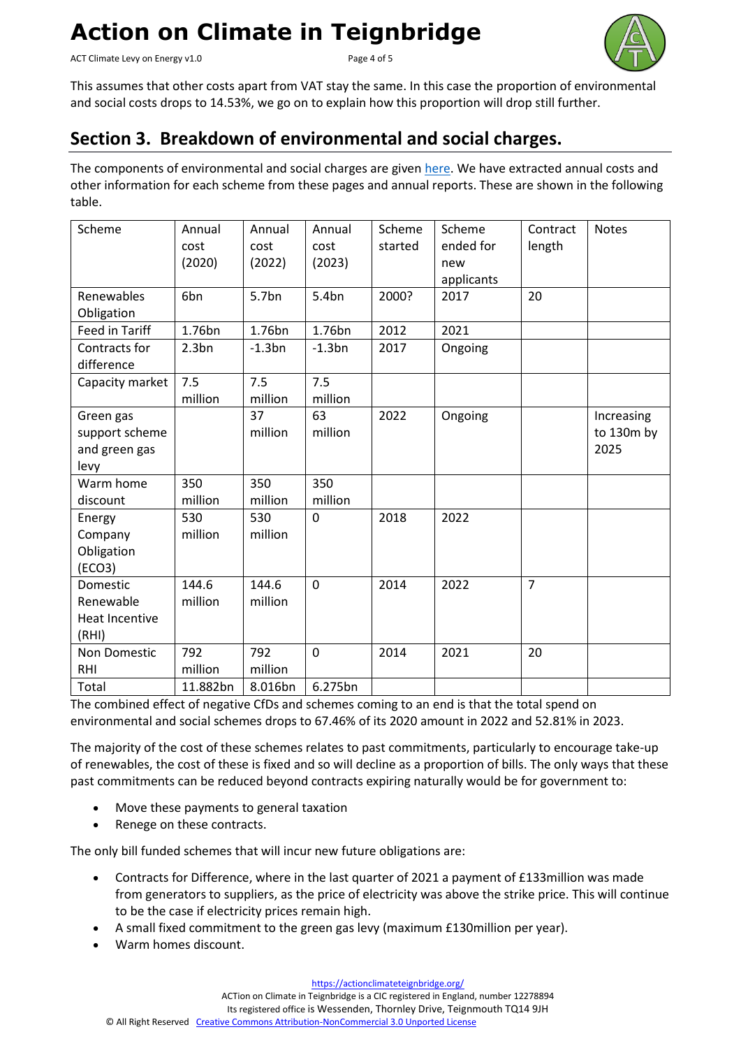This assumes that other costs apart from VAT stay the same. In this case the proportion of environmental and social costs drops to 14.53%, we go on to explain how this proportion will drop still further.

## Section 3. Breakdown of environmental and social charges.

The components of environmental and social charges are given here. We have extracted annual costs and other information for each scheme from these pages and annual reports. These are shown in the following table.

| Scheme | Annual cost (2020) | Annual cost (2022) | Annual cost (2023) | Scheme started | Scheme ended for new applicants | Contract length | Notes |
|---|---|---|---|---|---|---|---|
| Renewables Obligation | 6bn | 5.7bn | 5.4bn | 2000? | 2017 | 20 | |
| Feed in Tariff | 1.76bn | 1.76bn | 1.76bn | 2012 | 2021 | | |
| Contracts for difference | 2.3bn | -1.3bn | -1.3bn | 2017 | Ongoing | | |
| Capacity market | 7.5 million | 7.5 million | 7.5 million | | | | |
| Green gas support scheme and green gas levy | | 37 million | 63 million | 2022 | Ongoing | | Increasing to 130m by 2025 |
| Warm home discount | 350 million | 350 million | 350 million | | | | |
| Energy Company Obligation (ECO3) | 530 million | 530 million | 0 | 2018 | 2022 | | |
| Domestic Renewable Heat Incentive (RHI) | 144.6 million | 144.6 million | 0 | 2014 | 2022 | 7 | |
| Non Domestic RHI | 792 million | 792 million | 0 | 2014 | 2021 | 20 | |
| Total | 11.882bn | 8.016bn | 6.275bn | | | | |

The combined effect of negative CfDs and schemes coming to an end is that the total spend on environmental and social schemes drops to 67.46% of its 2020 amount in 2022 and 52.81% in 2023.

The majority of the cost of these schemes relates to past commitments, particularly to encourage take-up of renewables, the cost of these is fixed and so will decline as a proportion of bills. The only ways that these past commitments can be reduced beyond contracts expiring naturally would be for government to:

- Move these payments to general taxation
- Renege on these contracts.

The only bill funded schemes that will incur new future obligations are:

- Contracts for Difference, where in the last quarter of 2021 a payment of £133million was made from generators to suppliers, as the price of electricity was above the strike price. This will continue to be the case if electricity prices remain high.
- A small fixed commitment to the green gas levy (maximum £130million per year).
- Warm homes discount.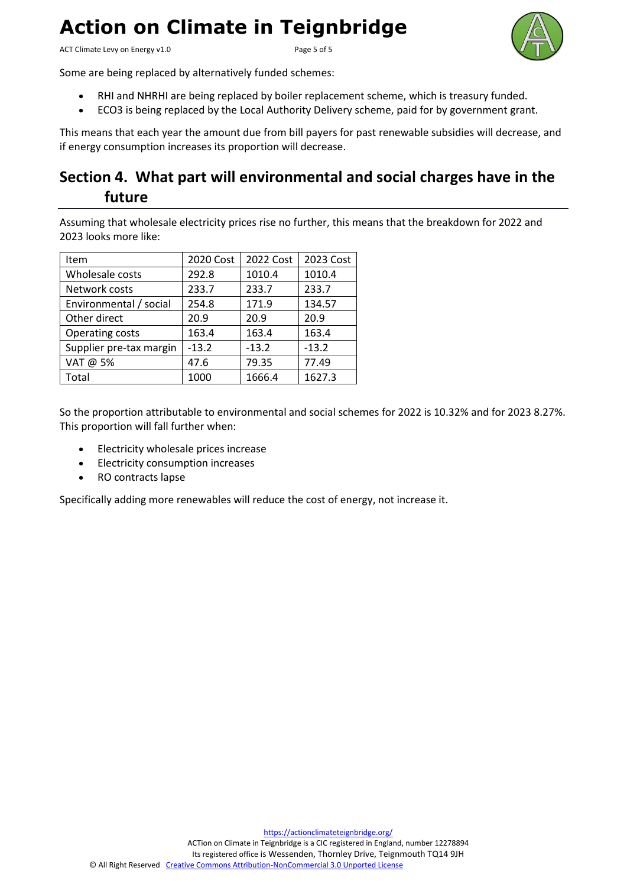Some are being replaced by alternatively funded schemes:

- RHI and NHRHI are being replaced by boiler replacement scheme, which is treasury funded.
- ECO3 is being replaced by the Local Authority Delivery scheme, paid for by government grant.

This means that each year the amount due from bill payers for past renewable subsidies will decrease, and if energy consumption increases its proportion will decrease.

## Section 4. What part will environmental and social charges have in the future

Assuming that wholesale electricity prices rise no further, this means that the breakdown for 2022 and 2023 looks more like:

| Item | 2020 Cost | 2022 Cost | 2023 Cost |
|---|---|---|---|
| Wholesale costs | 292.8 | 1010.4 | 1010.4 |
| Network costs | 233.7 | 233.7 | 233.7 |
| Environmental / social | 254.8 | 171.9 | 134.57 |
| Other direct | 20.9 | 20.9 | 20.9 |
| Operating costs | 163.4 | 163.4 | 163.4 |
| Supplier pre-tax margin | -13.2 | -13.2 | -13.2 |
| VAT @ 5% | 47.6 | 79.35 | 77.49 |
| Total | 1000 | 1666.4 | 1627.3 |

So the proportion attributable to environmental and social schemes for 2022 is 10.32% and for 2023 8.27%. This proportion will fall further when:

- Electricity wholesale prices increase
- Electricity consumption increases
- RO contracts lapse

Specifically adding more renewables will reduce the cost of energy, not increase it.